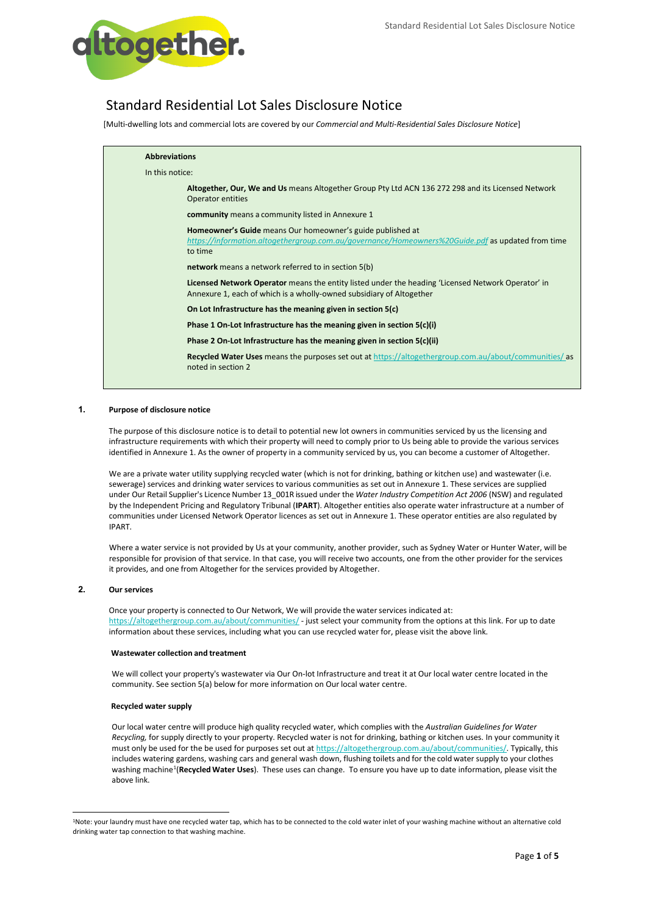# Standard Residential Lot Sales Disclosure Notice

[Multi-dwelling lots and commercial lots are covered by our *Commercial and Multi-Residential Sales Disclosure Notice*]

**Abbreviations**

In this notice:

**Altogether, Our, We and Us** means Altogether Group Pty Ltd ACN 136 272 298 and its Licensed Network Operator entities

**community** means a community listed in Annexure 1

**Homeowner's Guide** means Our homeowner's guide published at *https://information.altogethergroup.com.au/governance/Homeowners%20Guide.pdf* as updated from time to time

**network** means a network referred to in section 5(b)

**Licensed Network Operator** means the entity listed under the heading 'Licensed Network Operator' in Annexure 1, each of which is a wholly-owned subsidiary of Altogether

**On Lot Infrastructure has the meaning given in section 5(c)**

**Phase 1 On-Lot Infrastructure has the meaning given in section 5(c)(i)**

**Phase 2 On-Lot Infrastructure has the meaning given in section 5(c)(ii)**

**Recycled Water Uses** means the purposes set out at https://altogethergroup.com.au/about/communities/ as noted in section 2

## 1. Purpose of disclosure notice

The purpose of this disclosure notice is to detail to potential new lot owners in communities serviced by us the licensing and infrastructure requirements with which their property will need to comply prior to Us being able to provide the various services identified in Annexure 1. As the owner of property in a community serviced by us, you can become a customer of Altogether.

We are a private water utility supplying recycled water (which is not for drinking, bathing or kitchen use) and wastewater (i.e. sewerage) services and drinking water services to various communities as set out in Annexure 1. These services are supplied under Our Retail Supplier's Licence Number 13_001R issued under the *Water Industry Competition Act 2006* (NSW) and regulated by the Independent Pricing and Regulatory Tribunal (**IPART**). Altogether entities also operate water infrastructure at a number of communities under Licensed Network Operator licences as set out in Annexure 1. These operator entities are also regulated by IPART.

Where a water service is not provided by Us at your community, another provider, such as Sydney Water or Hunter Water, will be responsible for provision of that service. In that case, you will receive two accounts, one from the other provider for the services it provides, and one from Altogether for the services provided by Altogether.

## 2. Our services

Once your property is connected to Our Network, We will provide the water services indicated at: https://altogethergroup.com.au/about/communities/ - just select your community from the options at this link. For up to date information about these services, including what you can use recycled water for, please visit the above link.

### Wastewater collection and treatment

We will collect your property's wastewater via Our On-lot Infrastructure and treat it at Our local water centre located in the community. See section 5(a) below for more information on Our local water centre.

### Recycled water supply

Our local water centre will produce high quality recycled water, which complies with the *Australian Guidelines for Water Recycling,* for supply directly to your property. Recycled water is not for drinking, bathing or kitchen uses. In your community it must only be used for the be used for purposes set out at https://altogethergroup.com.au/about/communities/. Typically, this includes watering gardens, washing cars and general wash down, flushing toilets and for the cold water supply to your clothes washing machine[1](**Recycled Water Uses**). These uses can change. To ensure you have up to date information, please visit the above link.

---

[1]Note: your laundry must have one recycled water tap, which has to be connected to the cold water inlet of your washing machine without an alternative cold drinking water tap connection to that washing machine.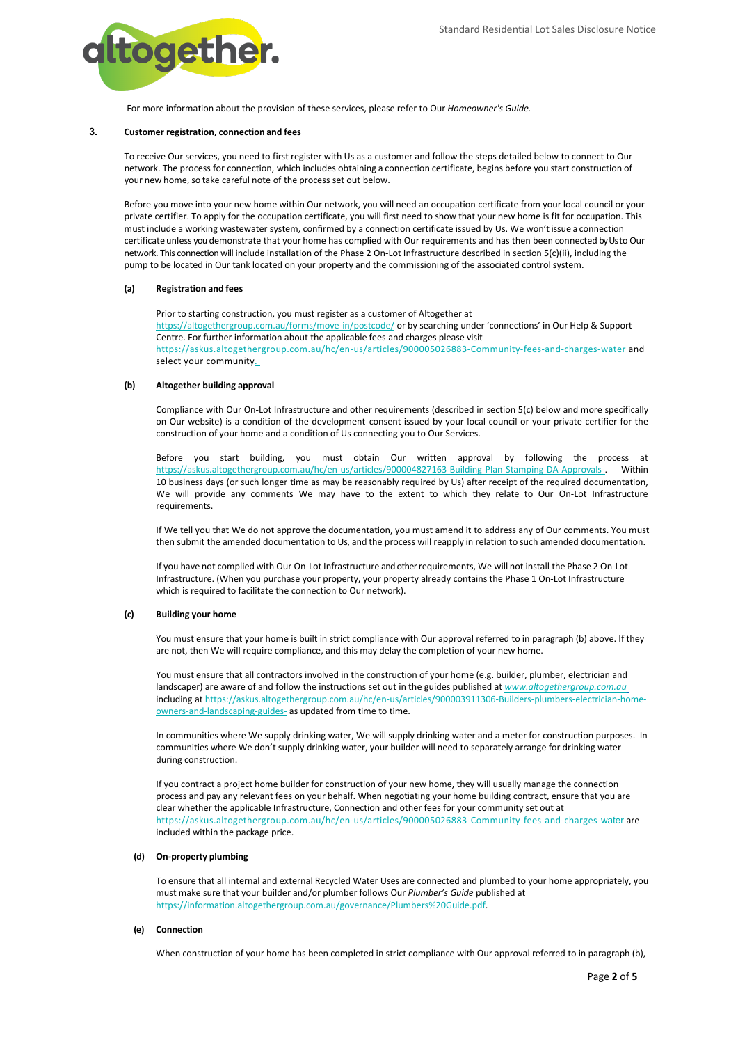For more information about the provision of these services, please refer to Our *Homeowner's Guide.*

## 3. Customer registration, connection and fees

To receive Our services, you need to first register with Us as a customer and follow the steps detailed below to connect to Our network. The process for connection, which includes obtaining a connection certificate, begins before you start construction of your new home, so take careful note of the process set out below.

Before you move into your new home within Our network, you will need an occupation certificate from your local council or your private certifier. To apply for the occupation certificate, you will first need to show that your new home is fit for occupation. This must include a working wastewater system, confirmed by a connection certificate issued by Us. We won't issue a connection certificate unless you demonstrate that your home has complied with Our requirements and has then been connected by Us to Our network. This connection will include installation of the Phase 2 On-Lot Infrastructure described in section 5(c)(ii), including the pump to be located in Our tank located on your property and the commissioning of the associated control system.

### (a) Registration and fees

Prior to starting construction, you must register as a customer of Altogether at https://altogethergroup.com.au/forms/move-in/postcode/ or by searching under 'connections' in Our Help & Support Centre. For further information about the applicable fees and charges please visit https://askus.altogethergroup.com.au/hc/en-us/articles/900005026883-Community-fees-and-charges-water and select your community.

### (b) Altogether building approval

Compliance with Our On-Lot Infrastructure and other requirements (described in section 5(c) below and more specifically on Our website) is a condition of the development consent issued by your local council or your private certifier for the construction of your home and a condition of Us connecting you to Our Services.

Before you start building, you must obtain Our written approval by following the process at https://askus.altogethergroup.com.au/hc/en-us/articles/900004827163-Building-Plan-Stamping-DA-Approvals-. Within 10 business days (or such longer time as may be reasonably required by Us) after receipt of the required documentation, We will provide any comments We may have to the extent to which they relate to Our On-Lot Infrastructure requirements.

If We tell you that We do not approve the documentation, you must amend it to address any of Our comments. You must then submit the amended documentation to Us, and the process will reapply in relation to such amended documentation.

If you have not complied with Our On-Lot Infrastructure and other requirements, We will not install the Phase 2 On-Lot Infrastructure. (When you purchase your property, your property already contains the Phase 1 On-Lot Infrastructure which is required to facilitate the connection to Our network).

### (c) Building your home

You must ensure that your home is built in strict compliance with Our approval referred to in paragraph (b) above. If they are not, then We will require compliance, and this may delay the completion of your new home.

You must ensure that all contractors involved in the construction of your home (e.g. builder, plumber, electrician and landscaper) are aware of and follow the instructions set out in the guides published at *www.altogethergroup.com.au* including at https://askus.altogethergroup.com.au/hc/en-us/articles/900003911306-Builders-plumbers-electrician-home-owners-and-landscaping-guides- as updated from time to time.

In communities where We supply drinking water, We will supply drinking water and a meter for construction purposes. In communities where We don't supply drinking water, your builder will need to separately arrange for drinking water during construction.

If you contract a project home builder for construction of your new home, they will usually manage the connection process and pay any relevant fees on your behalf. When negotiating your home building contract, ensure that you are clear whether the applicable Infrastructure, Connection and other fees for your community set out at https://askus.altogethergroup.com.au/hc/en-us/articles/900005026883-Community-fees-and-charges-water are included within the package price.

### (d) On-property plumbing

To ensure that all internal and external Recycled Water Uses are connected and plumbed to your home appropriately, you must make sure that your builder and/or plumber follows Our *Plumber's Guide* published at https://information.altogethergroup.com.au/governance/Plumbers%20Guide.pdf.

### (e) Connection

When construction of your home has been completed in strict compliance with Our approval referred to in paragraph (b),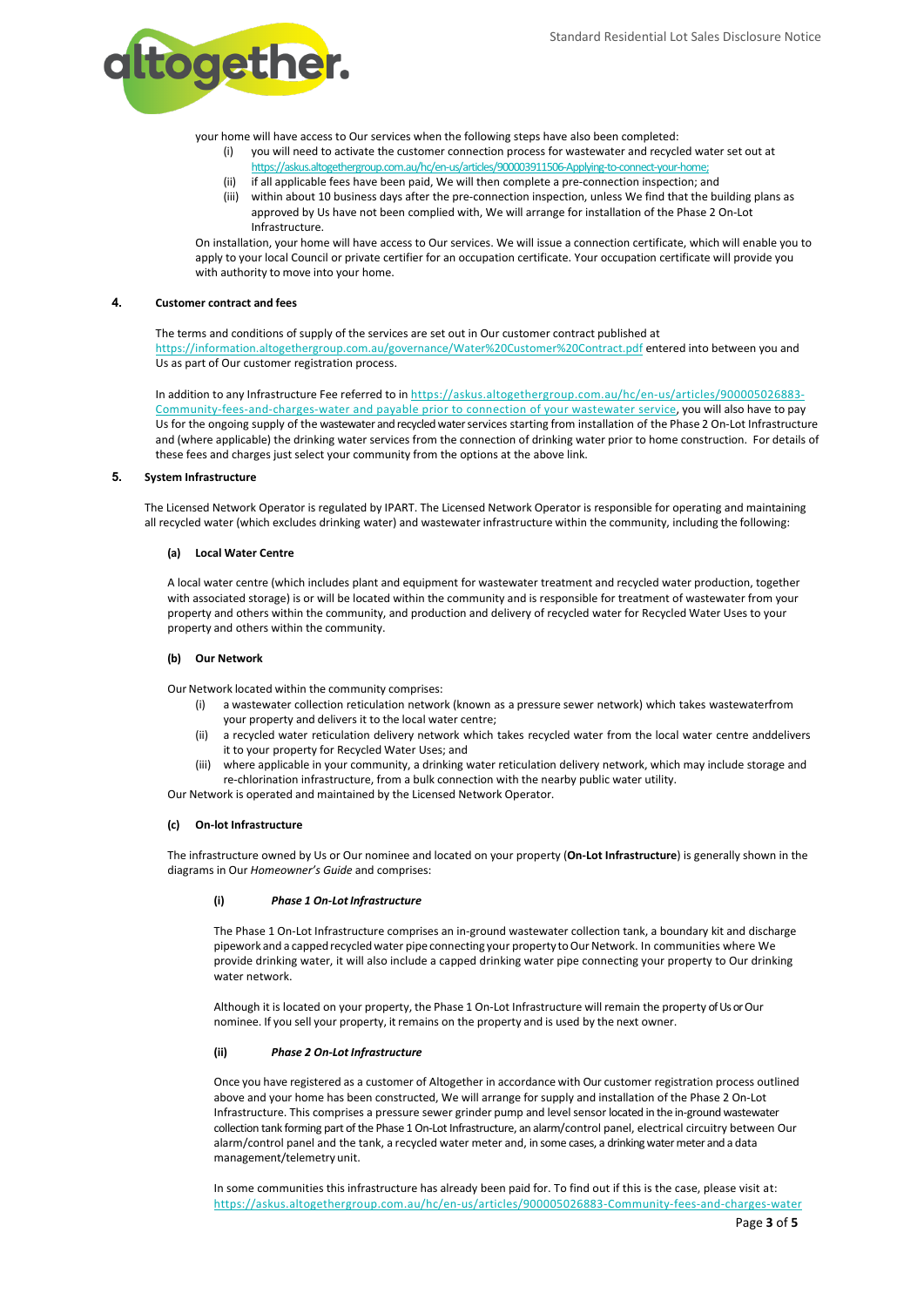your home will have access to Our services when the following steps have also been completed:

(i) you will need to activate the customer connection process for wastewater and recycled water set out at https://askus.altogethergroup.com.au/hc/en-us/articles/900003911506-Applying-to-connect-your-home;

(ii) if all applicable fees have been paid, We will then complete a pre-connection inspection; and

(iii) within about 10 business days after the pre-connection inspection, unless We find that the building plans as approved by Us have not been complied with, We will arrange for installation of the Phase 2 On-Lot Infrastructure.

On installation, your home will have access to Our services. We will issue a connection certificate, which will enable you to apply to your local Council or private certifier for an occupation certificate. Your occupation certificate will provide you with authority to move into your home.

## 4. Customer contract and fees

The terms and conditions of supply of the services are set out in Our customer contract published at https://information.altogethergroup.com.au/governance/Water%20Customer%20Contract.pdf entered into between you and Us as part of Our customer registration process.

In addition to any Infrastructure Fee referred to in https://askus.altogethergroup.com.au/hc/en-us/articles/900005026883-Community-fees-and-charges-water and payable prior to connection of your wastewater service, you will also have to pay Us for the ongoing supply of the wastewater and recycled water services starting from installation of the Phase 2 On-Lot Infrastructure and (where applicable) the drinking water services from the connection of drinking water prior to home construction. For details of these fees and charges just select your community from the options at the above link.

## 5. System Infrastructure

The Licensed Network Operator is regulated by IPART. The Licensed Network Operator is responsible for operating and maintaining all recycled water (which excludes drinking water) and wastewater infrastructure within the community, including the following:

### (a) Local Water Centre

A local water centre (which includes plant and equipment for wastewater treatment and recycled water production, together with associated storage) is or will be located within the community and is responsible for treatment of wastewater from your property and others within the community, and production and delivery of recycled water for Recycled Water Uses to your property and others within the community.

### (b) Our Network

Our Network located within the community comprises:

(i) a wastewater collection reticulation network (known as a pressure sewer network) which takes wastewaterfrom your property and delivers it to the local water centre;

(ii) a recycled water reticulation delivery network which takes recycled water from the local water centre anddelivers it to your property for Recycled Water Uses; and

(iii) where applicable in your community, a drinking water reticulation delivery network, which may include storage and re-chlorination infrastructure, from a bulk connection with the nearby public water utility.

Our Network is operated and maintained by the Licensed Network Operator.

### (c) On-lot Infrastructure

The infrastructure owned by Us or Our nominee and located on your property (**On-Lot Infrastructure**) is generally shown in the diagrams in Our *Homeowner's Guide* and comprises:

#### (i) *Phase 1 On-Lot Infrastructure*

The Phase 1 On-Lot Infrastructure comprises an in-ground wastewater collection tank, a boundary kit and discharge pipework and a capped recycled water pipe connecting your property to Our Network. In communities where We provide drinking water, it will also include a capped drinking water pipe connecting your property to Our drinking water network.

Although it is located on your property, the Phase 1 On-Lot Infrastructure will remain the property of Us or Our nominee. If you sell your property, it remains on the property and is used by the next owner.

#### (ii) *Phase 2 On-Lot Infrastructure*

Once you have registered as a customer of Altogether in accordance with Our customer registration process outlined above and your home has been constructed, We will arrange for supply and installation of the Phase 2 On-Lot Infrastructure. This comprises a pressure sewer grinder pump and level sensor located in the in-ground wastewater collection tank forming part of the Phase 1 On-Lot Infrastructure, an alarm/control panel, electrical circuitry between Our alarm/control panel and the tank, a recycled water meter and, in some cases, a drinking water meter and a data management/telemetry unit.

In some communities this infrastructure has already been paid for. To find out if this is the case, please visit at: https://askus.altogethergroup.com.au/hc/en-us/articles/900005026883-Community-fees-and-charges-water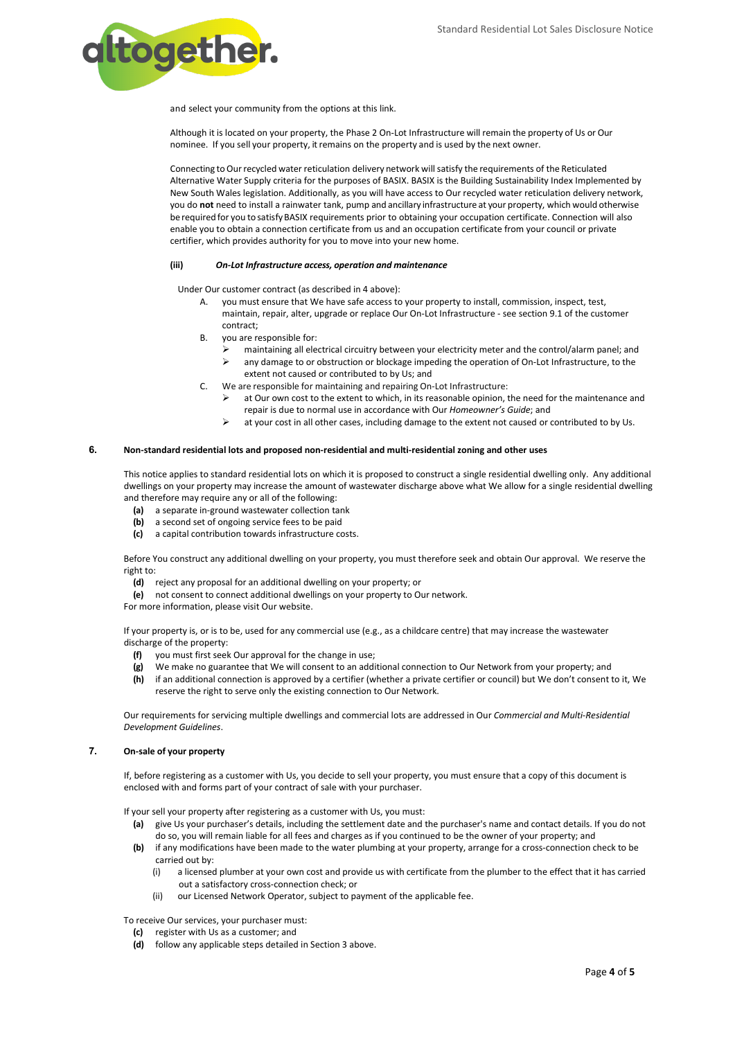and select your community from the options at this link.

Although it is located on your property, the Phase 2 On-Lot Infrastructure will remain the property of Us or Our nominee. If you sell your property, it remains on the property and is used by the next owner.

Connecting to Our recycled water reticulation delivery network will satisfy the requirements of the Reticulated Alternative Water Supply criteria for the purposes of BASIX. BASIX is the Building Sustainability Index Implemented by New South Wales legislation. Additionally, as you will have access to Our recycled water reticulation delivery network, you do **not** need to install a rainwater tank, pump and ancillary infrastructure at your property, which would otherwise be required for you to satisfy BASIX requirements prior to obtaining your occupation certificate. Connection will also enable you to obtain a connection certificate from us and an occupation certificate from your council or private certifier, which provides authority for you to move into your new home.

**(iii)** ***On-Lot Infrastructure access, operation and maintenance***

Under Our customer contract (as described in 4 above):

A. you must ensure that We have safe access to your property to install, commission, inspect, test, maintain, repair, alter, upgrade or replace Our On-Lot Infrastructure - see section 9.1 of the customer contract;

B. you are responsible for:
   - maintaining all electrical circuitry between your electricity meter and the control/alarm panel; and
   - any damage to or obstruction or blockage impeding the operation of On-Lot Infrastructure, to the extent not caused or contributed to by Us; and

C. We are responsible for maintaining and repairing On-Lot Infrastructure:
   - at Our own cost to the extent to which, in its reasonable opinion, the need for the maintenance and repair is due to normal use in accordance with Our *Homeowner's Guide*; and
   - at your cost in all other cases, including damage to the extent not caused or contributed to by Us.

## 6. Non-standard residential lots and proposed non-residential and multi-residential zoning and other uses

This notice applies to standard residential lots on which it is proposed to construct a single residential dwelling only. Any additional dwellings on your property may increase the amount of wastewater discharge above what We allow for a single residential dwelling and therefore may require any or all of the following:

**(a)** a separate in-ground wastewater collection tank
**(b)** a second set of ongoing service fees to be paid
**(c)** a capital contribution towards infrastructure costs.

Before You construct any additional dwelling on your property, you must therefore seek and obtain Our approval. We reserve the right to:

**(d)** reject any proposal for an additional dwelling on your property; or
**(e)** not consent to connect additional dwellings on your property to Our network.

For more information, please visit Our website.

If your property is, or is to be, used for any commercial use (e.g., as a childcare centre) that may increase the wastewater discharge of the property:

**(f)** you must first seek Our approval for the change in use;
**(g)** We make no guarantee that We will consent to an additional connection to Our Network from your property; and
**(h)** if an additional connection is approved by a certifier (whether a private certifier or council) but We don't consent to it, We reserve the right to serve only the existing connection to Our Network.

Our requirements for servicing multiple dwellings and commercial lots are addressed in Our *Commercial and Multi-Residential Development Guidelines*.

## 7. On-sale of your property

If, before registering as a customer with Us, you decide to sell your property, you must ensure that a copy of this document is enclosed with and forms part of your contract of sale with your purchaser.

If your sell your property after registering as a customer with Us, you must:

**(a)** give Us your purchaser's details, including the settlement date and the purchaser's name and contact details. If you do not do so, you will remain liable for all fees and charges as if you continued to be the owner of your property; and
**(b)** if any modifications have been made to the water plumbing at your property, arrange for a cross-connection check to be carried out by:
   (i) a licensed plumber at your own cost and provide us with certificate from the plumber to the effect that it has carried out a satisfactory cross-connection check; or
   (ii) our Licensed Network Operator, subject to payment of the applicable fee.

To receive Our services, your purchaser must:

**(c)** register with Us as a customer; and
**(d)** follow any applicable steps detailed in Section 3 above.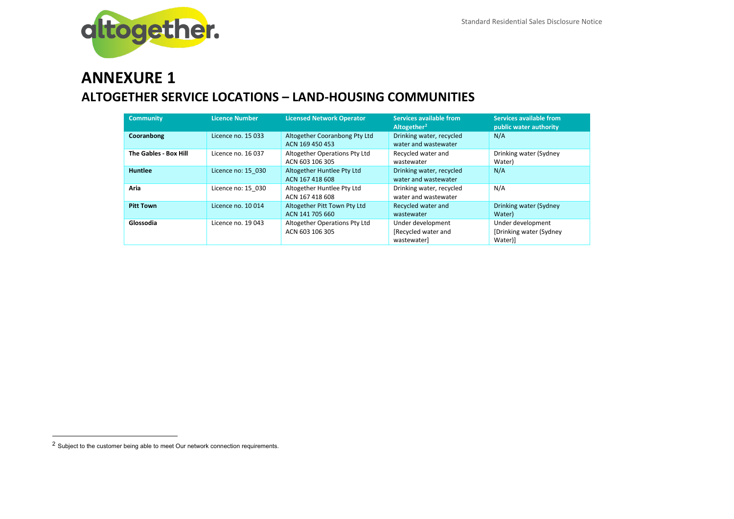# ANNEXURE 1

## ALTOGETHER SERVICE LOCATIONS – LAND-HOUSING COMMUNITIES

| Community | Licence Number | Licensed Network Operator | Services available from Altogether[2] | Services available from public water authority |
|---|---|---|---|---|
| **Cooranbong** | Licence no. 15 033 | Altogether Cooranbong Pty Ltd ACN 169 450 453 | Drinking water, recycled water and wastewater | N/A |
| **The Gables - Box Hill** | Licence no. 16 037 | Altogether Operations Pty Ltd ACN 603 106 305 | Recycled water and wastewater | Drinking water (Sydney Water) |
| **Huntlee** | Licence no: 15_030 | Altogether Huntlee Pty Ltd ACN 167 418 608 | Drinking water, recycled water and wastewater | N/A |
| **Aria** | Licence no: 15_030 | Altogether Huntlee Pty Ltd ACN 167 418 608 | Drinking water, recycled water and wastewater | N/A |
| **Pitt Town** | Licence no. 10 014 | Altogether Pitt Town Pty Ltd ACN 141 705 660 | Recycled water and wastewater | Drinking water (Sydney Water) |
| **Glossodia** | Licence no. 19 043 | Altogether Operations Pty Ltd ACN 603 106 305 | Under development [Recycled water and wastewater] | Under development [Drinking water (Sydney Water)] |

[2] Subject to the customer being able to meet Our network connection requirements.